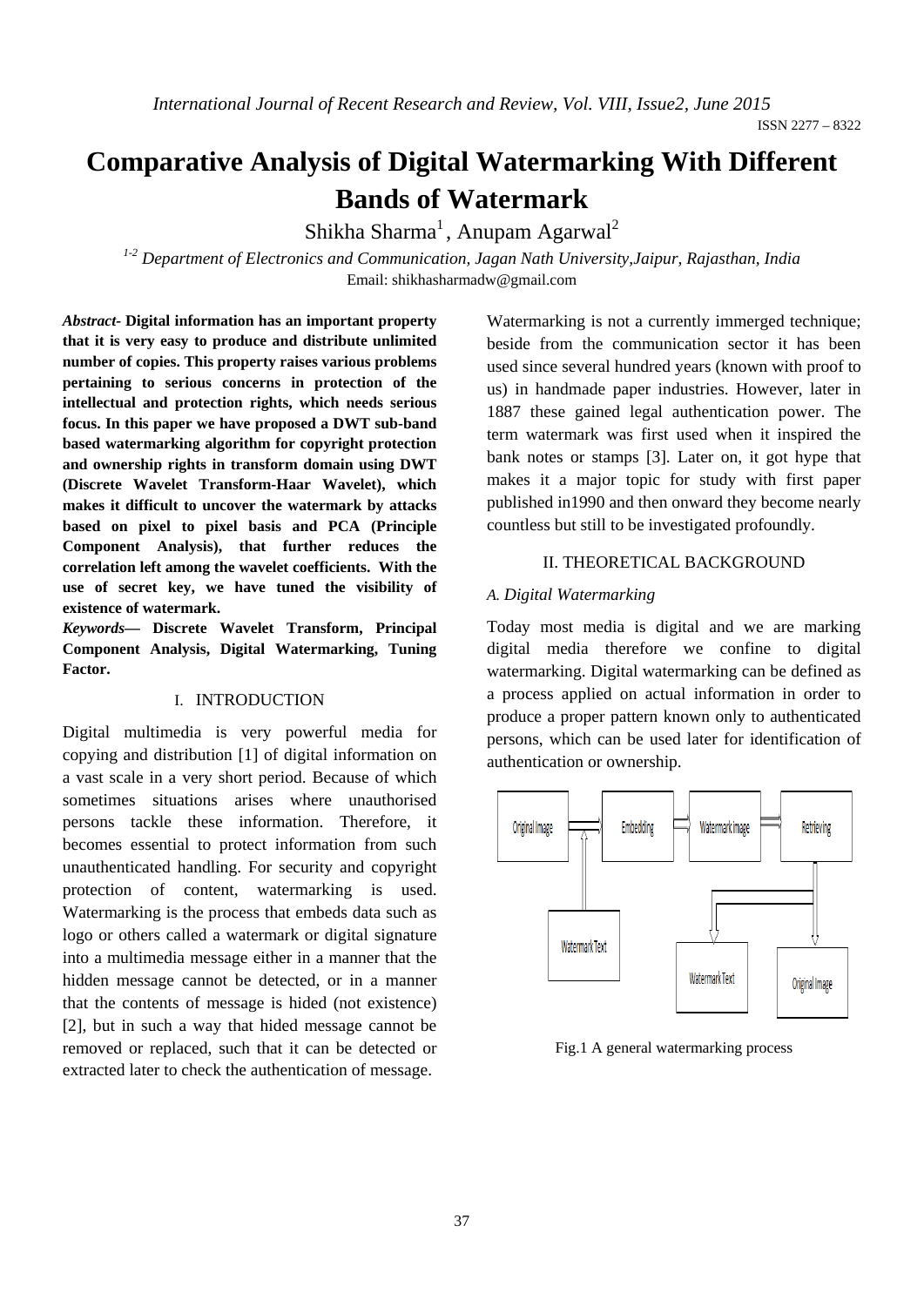# Comparative Analysis of Digital Watermarking With Different Bands of Watermark

Shikha Sharma[1], Anupam Agarwal[2]

[1-2] *Department of Electronics and Communication, Jagan Nath University,Jaipur, Rajasthan, India*
Email: shikhasharmadw@gmail.com

***Abstract*- Digital information has an important property that it is very easy to produce and distribute unlimited number of copies. This property raises various problems pertaining to serious concerns in protection of the intellectual and protection rights, which needs serious focus. In this paper we have proposed a DWT sub-band based watermarking algorithm for copyright protection and ownership rights in transform domain using DWT (Discrete Wavelet Transform-Haar Wavelet), which makes it difficult to uncover the watermark by attacks based on pixel to pixel basis and PCA (Principle Component Analysis), that further reduces the correlation left among the wavelet coefficients. With the use of secret key, we have tuned the visibility of existence of watermark.**

***Keywords*— Discrete Wavelet Transform, Principal Component Analysis, Digital Watermarking, Tuning Factor.**

## I. INTRODUCTION

Digital multimedia is very powerful media for copying and distribution [1] of digital information on a vast scale in a very short period. Because of which sometimes situations arises where unauthorised persons tackle these information. Therefore, it becomes essential to protect information from such unauthenticated handling. For security and copyright protection of content, watermarking is used. Watermarking is the process that embeds data such as logo or others called a watermark or digital signature into a multimedia message either in a manner that the hidden message cannot be detected, or in a manner that the contents of message is hided (not existence) [2], but in such a way that hided message cannot be removed or replaced, such that it can be detected or extracted later to check the authentication of message.

Watermarking is not a currently immerged technique; beside from the communication sector it has been used since several hundred years (known with proof to us) in handmade paper industries. However, later in 1887 these gained legal authentication power. The term watermark was first used when it inspired the bank notes or stamps [3]. Later on, it got hype that makes it a major topic for study with first paper published in1990 and then onward they become nearly countless but still to be investigated profoundly.

## II. THEORETICAL BACKGROUND

### *A. Digital Watermarking*

Today most media is digital and we are marking digital media therefore we confine to digital watermarking. Digital watermarking can be defined as a process applied on actual information in order to produce a proper pattern known only to authenticated persons, which can be used later for identification of authentication or ownership.

Original Image → Embedding → Watermark image → Retrieving

Watermark Text → Embedding

Retrieving → Watermark Text, Original Image

Fig.1 A general watermarking process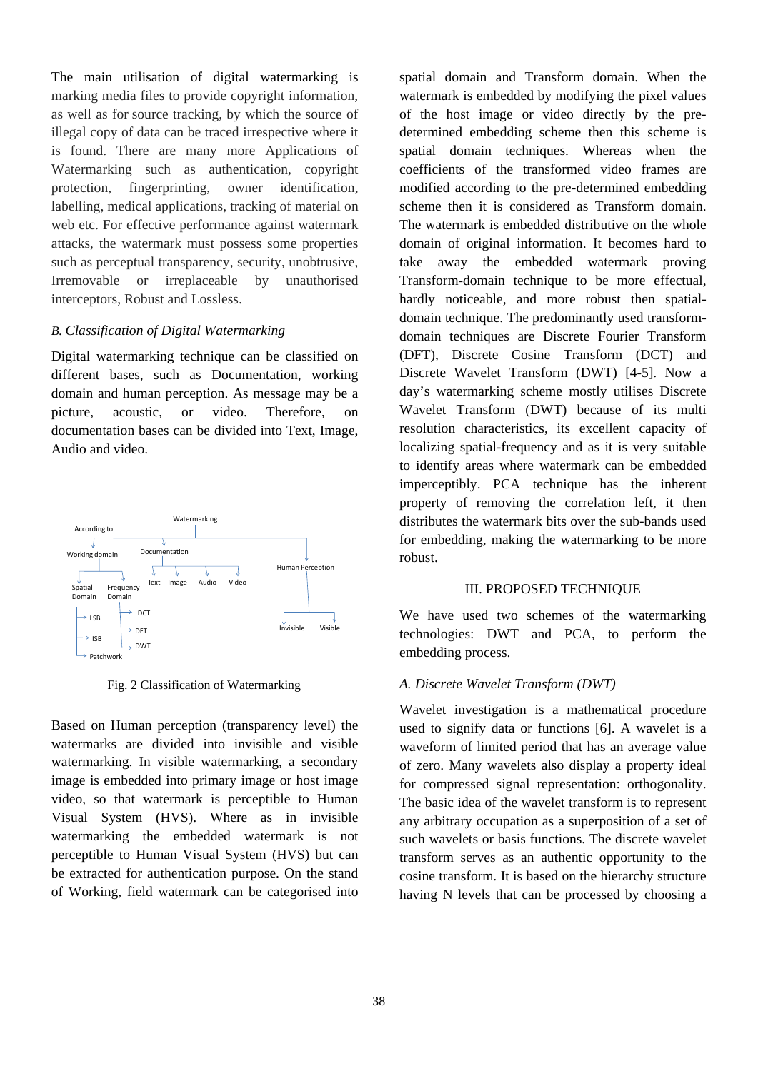The main utilisation of digital watermarking is marking media files to provide copyright information, as well as for source tracking, by which the source of illegal copy of data can be traced irrespective where it is found. There are many more Applications of Watermarking such as authentication, copyright protection, fingerprinting, owner identification, labelling, medical applications, tracking of material on web etc. For effective performance against watermark attacks, the watermark must possess some properties such as perceptual transparency, security, unobtrusive, Irremovable or irreplaceable by unauthorised interceptors, Robust and Lossless.

### *B. Classification of Digital Watermarking*

Digital watermarking technique can be classified on different bases, such as Documentation, working domain and human perception. As message may be a picture, acoustic, or video. Therefore, on documentation bases can be divided into Text, Image, Audio and video.

Watermarking
According to
Working domain
Documentation
Human Perception
Spatial Domain
Frequency Domain
Text Image Audio Video
LSB
ISB
Patchwork
DCT
DFT
DWT
Invisible Visible

Fig. 2 Classification of Watermarking

Based on Human perception (transparency level) the watermarks are divided into invisible and visible watermarking. In visible watermarking, a secondary image is embedded into primary image or host image video, so that watermark is perceptible to Human Visual System (HVS). Where as in invisible watermarking the embedded watermark is not perceptible to Human Visual System (HVS) but can be extracted for authentication purpose. On the stand of Working, field watermark can be categorised into spatial domain and Transform domain. When the watermark is embedded by modifying the pixel values of the host image or video directly by the pre-determined embedding scheme then this scheme is spatial domain techniques. Whereas when the coefficients of the transformed video frames are modified according to the pre-determined embedding scheme then it is considered as Transform domain. The watermark is embedded distributive on the whole domain of original information. It becomes hard to take away the embedded watermark proving Transform-domain technique to be more effectual, hardly noticeable, and more robust then spatial-domain technique. The predominantly used transform-domain techniques are Discrete Fourier Transform (DFT), Discrete Cosine Transform (DCT) and Discrete Wavelet Transform (DWT) [4-5]. Now a day's watermarking scheme mostly utilises Discrete Wavelet Transform (DWT) because of its multi resolution characteristics, its excellent capacity of localizing spatial-frequency and as it is very suitable to identify areas where watermark can be embedded imperceptibly. PCA technique has the inherent property of removing the correlation left, it then distributes the watermark bits over the sub-bands used for embedding, making the watermarking to be more robust.

## III. PROPOSED TECHNIQUE

We have used two schemes of the watermarking technologies: DWT and PCA, to perform the embedding process.

### *A. Discrete Wavelet Transform (DWT)*

Wavelet investigation is a mathematical procedure used to signify data or functions [6]. A wavelet is a waveform of limited period that has an average value of zero. Many wavelets also display a property ideal for compressed signal representation: orthogonality. The basic idea of the wavelet transform is to represent any arbitrary occupation as a superposition of a set of such wavelets or basis functions. The discrete wavelet transform serves as an authentic opportunity to the cosine transform. It is based on the hierarchy structure having N levels that can be processed by choosing a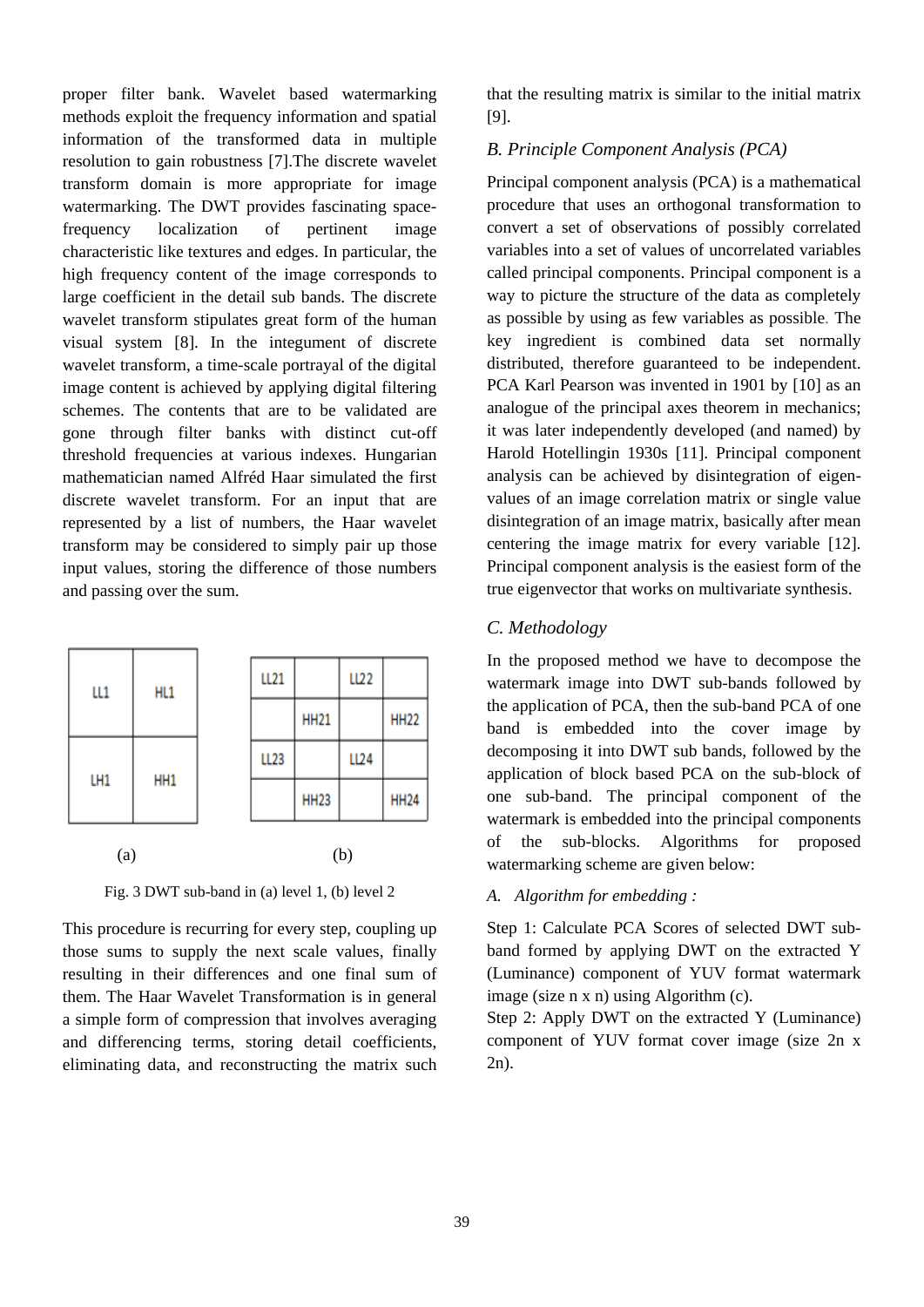proper filter bank. Wavelet based watermarking methods exploit the frequency information and spatial information of the transformed data in multiple resolution to gain robustness [7].The discrete wavelet transform domain is more appropriate for image watermarking. The DWT provides fascinating space-frequency localization of pertinent image characteristic like textures and edges. In particular, the high frequency content of the image corresponds to large coefficient in the detail sub bands. The discrete wavelet transform stipulates great form of the human visual system [8]. In the integument of discrete wavelet transform, a time-scale portrayal of the digital image content is achieved by applying digital filtering schemes. The contents that are to be validated are gone through filter banks with distinct cut-off threshold frequencies at various indexes. Hungarian mathematician named Alfréd Haar simulated the first discrete wavelet transform. For an input that are represented by a list of numbers, the Haar wavelet transform may be considered to simply pair up those input values, storing the difference of those numbers and passing over the sum.

| LL1 | HL1 |
|---|---|
| LH1 | HH1 |

(a)

| LL21 | | LL22 | |
|---|---|---|---|
| | HH21 | | HH22 |
| LL23 | | LL24 | |
| | HH23 | | HH24 |

(b)

Fig. 3 DWT sub-band in (a) level 1, (b) level 2

This procedure is recurring for every step, coupling up those sums to supply the next scale values, finally resulting in their differences and one final sum of them. The Haar Wavelet Transformation is in general a simple form of compression that involves averaging and differencing terms, storing detail coefficients, eliminating data, and reconstructing the matrix such that the resulting matrix is similar to the initial matrix [9].

### *B. Principle Component Analysis (PCA)*

Principal component analysis (PCA) is a mathematical procedure that uses an orthogonal transformation to convert a set of observations of possibly correlated variables into a set of values of uncorrelated variables called principal components. Principal component is a way to picture the structure of the data as completely as possible by using as few variables as possible. The key ingredient is combined data set normally distributed, therefore guaranteed to be independent. PCA Karl Pearson was invented in 1901 by [10] as an analogue of the principal axes theorem in mechanics; it was later independently developed (and named) by Harold Hotellingin 1930s [11]. Principal component analysis can be achieved by disintegration of eigen-values of an image correlation matrix or single value disintegration of an image matrix, basically after mean centering the image matrix for every variable [12]. Principal component analysis is the easiest form of the true eigenvector that works on multivariate synthesis.

### *C. Methodology*

In the proposed method we have to decompose the watermark image into DWT sub-bands followed by the application of PCA, then the sub-band PCA of one band is embedded into the cover image by decomposing it into DWT sub bands, followed by the application of block based PCA on the sub-block of one sub-band. The principal component of the watermark is embedded into the principal components of the sub-blocks. Algorithms for proposed watermarking scheme are given below:

*A. Algorithm for embedding :*

Step 1: Calculate PCA Scores of selected DWT sub-band formed by applying DWT on the extracted Y (Luminance) component of YUV format watermark image (size n x n) using Algorithm (c).

Step 2: Apply DWT on the extracted Y (Luminance) component of YUV format cover image (size 2n x 2n).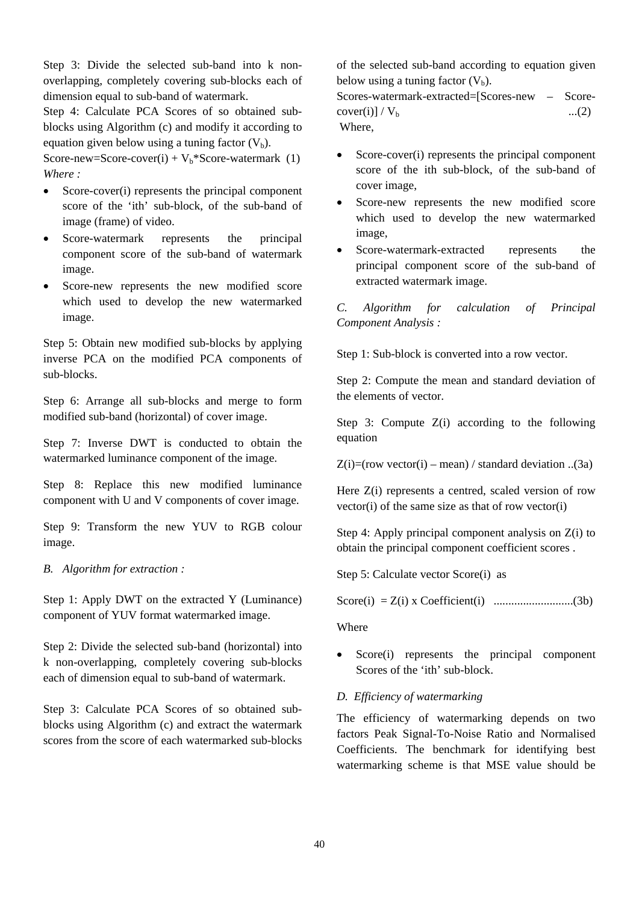Step 3: Divide the selected sub-band into k non-overlapping, completely covering sub-blocks each of dimension equal to sub-band of watermark.

Step 4: Calculate PCA Scores of so obtained sub-blocks using Algorithm (c) and modify it according to equation given below using a tuning factor ($V_b$).

Score-new=Score-cover(i) + $V_b$*Score-watermark (1)

*Where :*

- Score-cover(i) represents the principal component score of the 'ith' sub-block, of the sub-band of image (frame) of video.
- Score-watermark represents the principal component score of the sub-band of watermark image.
- Score-new represents the new modified score which used to develop the new watermarked image.

Step 5: Obtain new modified sub-blocks by applying inverse PCA on the modified PCA components of sub-blocks.

Step 6: Arrange all sub-blocks and merge to form modified sub-band (horizontal) of cover image.

Step 7: Inverse DWT is conducted to obtain the watermarked luminance component of the image.

Step 8: Replace this new modified luminance component with U and V components of cover image.

Step 9: Transform the new YUV to RGB colour image.

*B. Algorithm for extraction :*

Step 1: Apply DWT on the extracted Y (Luminance) component of YUV format watermarked image.

Step 2: Divide the selected sub-band (horizontal) into k non-overlapping, completely covering sub-blocks each of dimension equal to sub-band of watermark.

Step 3: Calculate PCA Scores of so obtained sub-blocks using Algorithm (c) and extract the watermark scores from the score of each watermarked sub-blocks of the selected sub-band according to equation given below using a tuning factor ($V_b$).

Scores-watermark-extracted=[Scores-new – Score-cover(i)] / $V_b$ ...(2)

Where,

- Score-cover(i) represents the principal component score of the ith sub-block, of the sub-band of cover image,
- Score-new represents the new modified score which used to develop the new watermarked image,
- Score-watermark-extracted represents the principal component score of the sub-band of extracted watermark image.

*C. Algorithm for calculation of Principal Component Analysis :*

Step 1: Sub-block is converted into a row vector.

Step 2: Compute the mean and standard deviation of the elements of vector.

Step 3: Compute Z(i) according to the following equation

Z(i)=(row vector(i) – mean) / standard deviation ..(3a)

Here Z(i) represents a centred, scaled version of row vector(i) of the same size as that of row vector(i)

Step 4: Apply principal component analysis on Z(i) to obtain the principal component coefficient scores .

Step 5: Calculate vector Score(i) as

Score(i) = Z(i) x Coefficient(i) ...........................(3b)

Where

- Score(i) represents the principal component Scores of the 'ith' sub-block.

*D. Efficiency of watermarking*

The efficiency of watermarking depends on two factors Peak Signal-To-Noise Ratio and Normalised Coefficients. The benchmark for identifying best watermarking scheme is that MSE value should be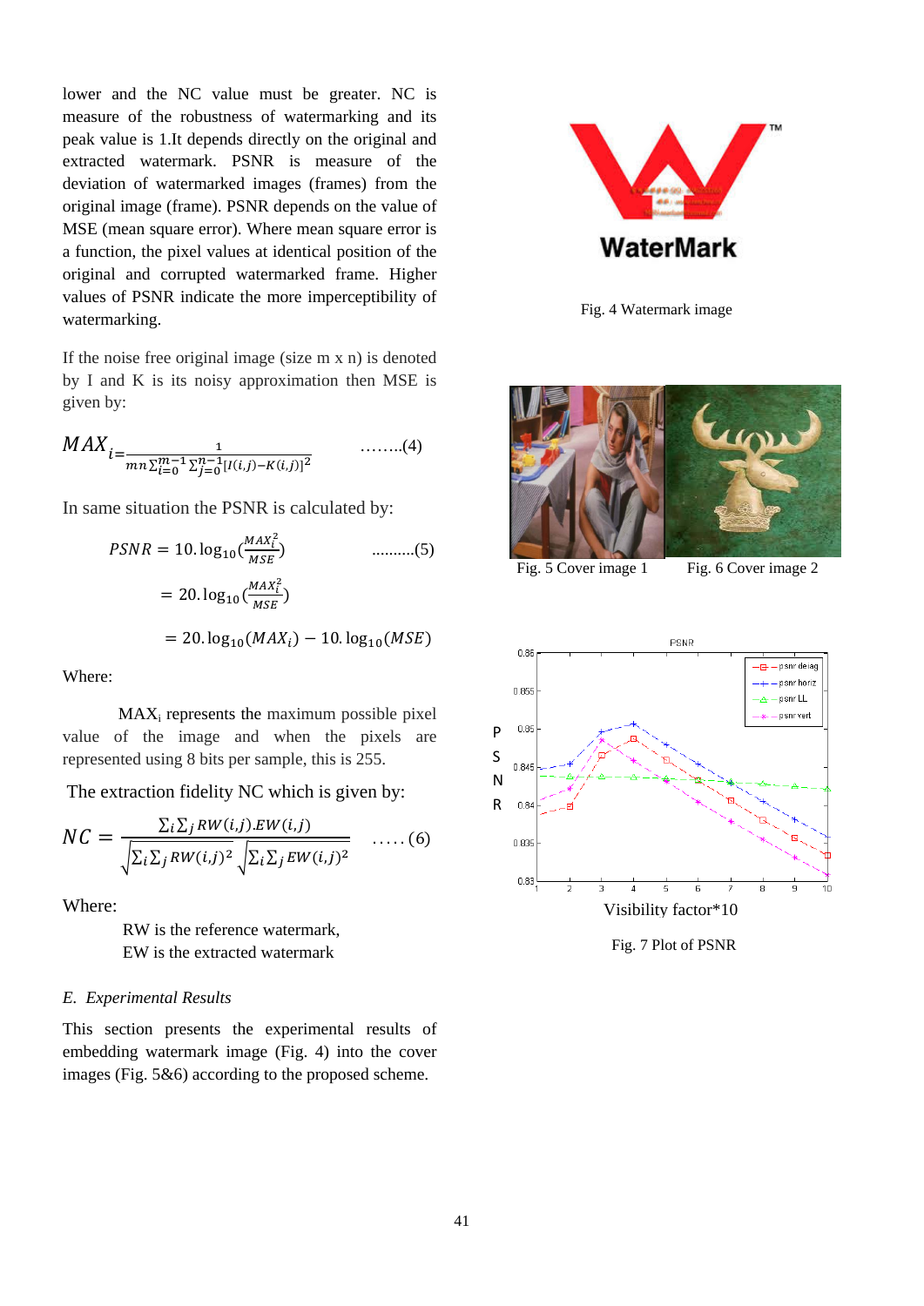lower and the NC value must be greater. NC is measure of the robustness of watermarking and its peak value is 1.It depends directly on the original and extracted watermark. PSNR is measure of the deviation of watermarked images (frames) from the original image (frame). PSNR depends on the value of MSE (mean square error). Where mean square error is a function, the pixel values at identical position of the original and corrupted watermarked frame. Higher values of PSNR indicate the more imperceptibility of watermarking.

If the noise free original image (size m x n) is denoted by I and K is its noisy approximation then MSE is given by:

$$MAX_{i} = \frac{1}{mn\sum_{i=0}^{m-1}\sum_{j=0}^{n-1}[I(i,j)-K(i,j)]^2} \quad \text{........(4)}$$

In same situation the PSNR is calculated by:

$$PSNR = 10.\log_{10}\left(\frac{MAX_i^2}{MSE}\right) \quad \text{..........(5)}$$

$$= 20.\log_{10}\left(\frac{MAX_i^2}{MSE}\right)$$

$$= 20.\log_{10}(MAX_i) - 10.\log_{10}(MSE)$$

Where:

$MAX_i$ represents the maximum possible pixel value of the image and when the pixels are represented using 8 bits per sample, this is 255.

The extraction fidelity NC which is given by:

$$NC = \frac{\sum_i\sum_j RW(i,j).EW(i,j)}{\sqrt{\sum_i\sum_j RW(i,j)^2}\sqrt{\sum_i\sum_j EW(i,j)^2}} \quad \text{.....(6)}$$

Where:

RW is the reference watermark,
EW is the extracted watermark

*E. Experimental Results*

This section presents the experimental results of embedding watermark image (Fig. 4) into the cover images (Fig. 5&6) according to the proposed scheme.

Fig. 4 Watermark image

Fig. 5 Cover image 1 Fig. 6 Cover image 2

Fig. 7 Plot of PSNR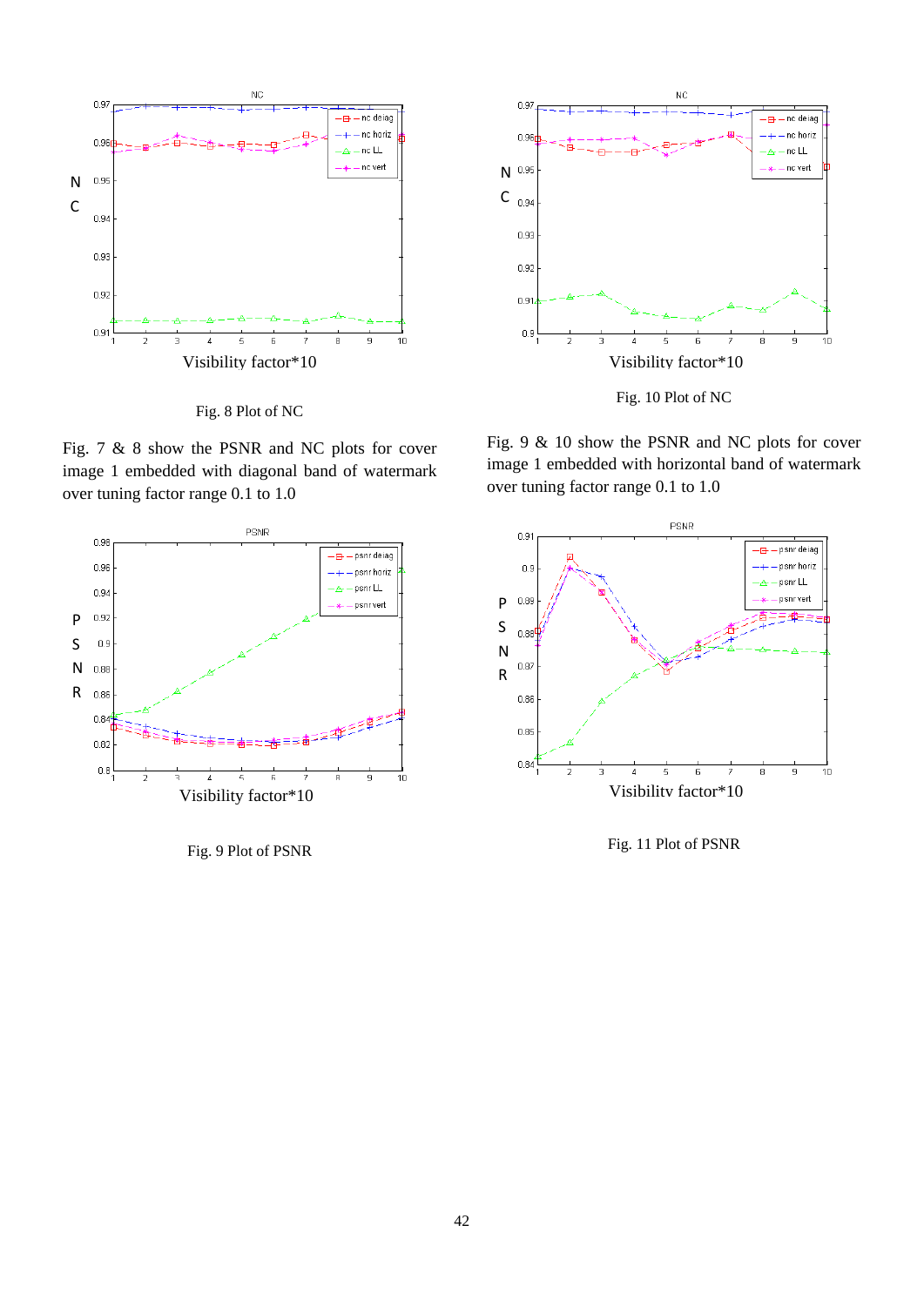Fig. 8 Plot of NC

Fig. 7 & 8 show the PSNR and NC plots for cover image 1 embedded with diagonal band of watermark over tuning factor range 0.1 to 1.0

Fig. 9 Plot of PSNR

Fig. 10 Plot of NC

Fig. 9 & 10 show the PSNR and NC plots for cover image 1 embedded with horizontal band of watermark over tuning factor range 0.1 to 1.0

Fig. 11 Plot of PSNR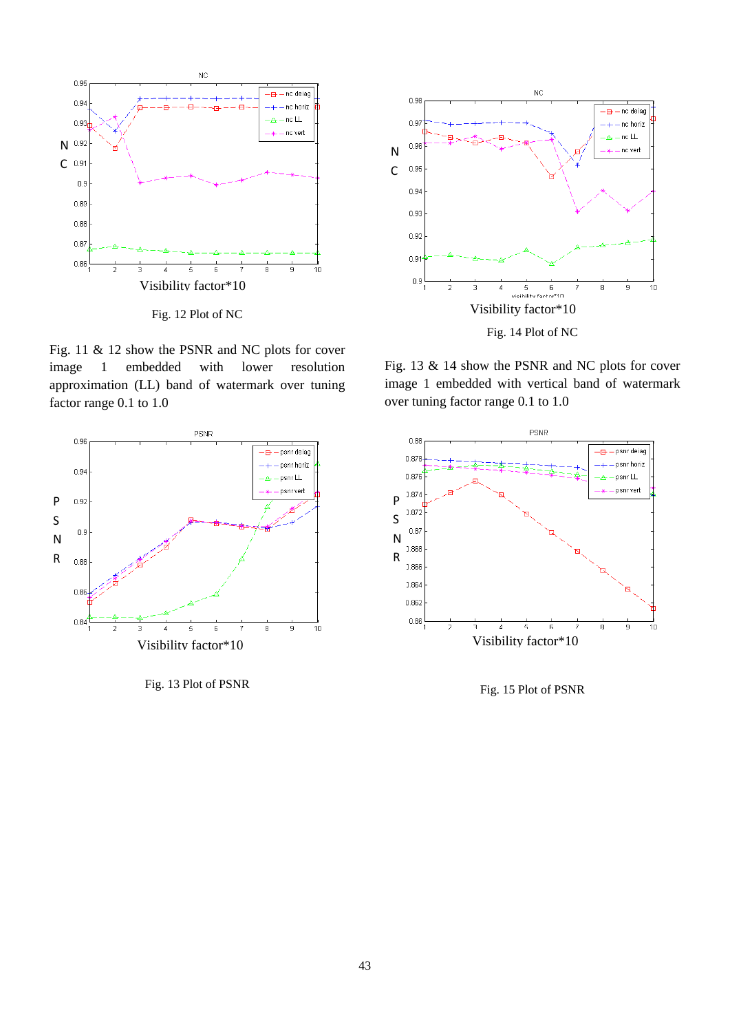Fig. 12 Plot of NC

Fig. 11 & 12 show the PSNR and NC plots for cover image 1 embedded with lower resolution approximation (LL) band of watermark over tuning factor range 0.1 to 1.0

Fig. 13 Plot of PSNR

Fig. 14 Plot of NC

Fig. 13 & 14 show the PSNR and NC plots for cover image 1 embedded with vertical band of watermark over tuning factor range 0.1 to 1.0

Fig. 15 Plot of PSNR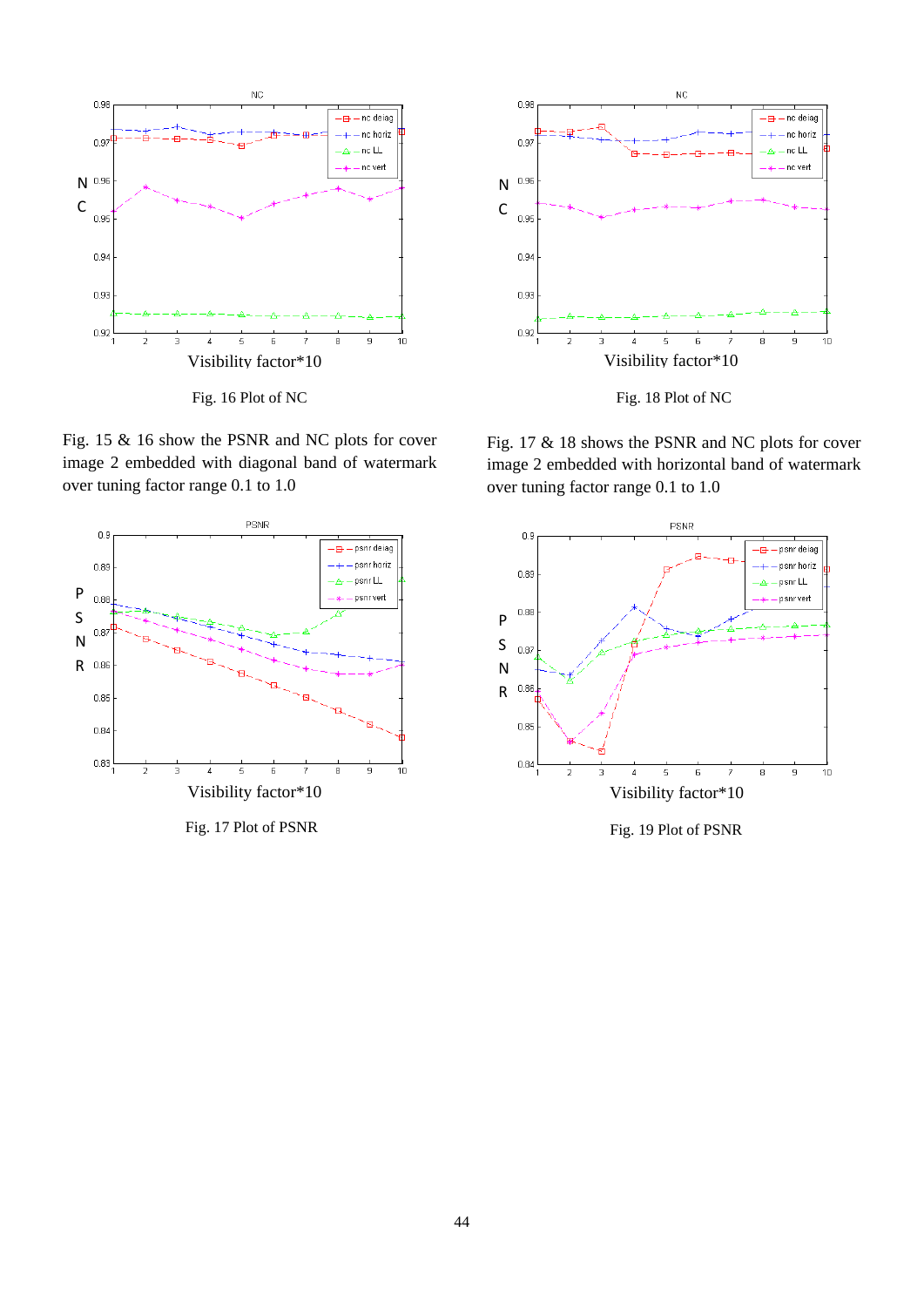Fig. 16 Plot of NC

Fig. 18 Plot of NC

Fig. 15 & 16 show the PSNR and NC plots for cover image 2 embedded with diagonal band of watermark over tuning factor range 0.1 to 1.0

Fig. 17 & 18 shows the PSNR and NC plots for cover image 2 embedded with horizontal band of watermark over tuning factor range 0.1 to 1.0

Fig. 17 Plot of PSNR

Fig. 19 Plot of PSNR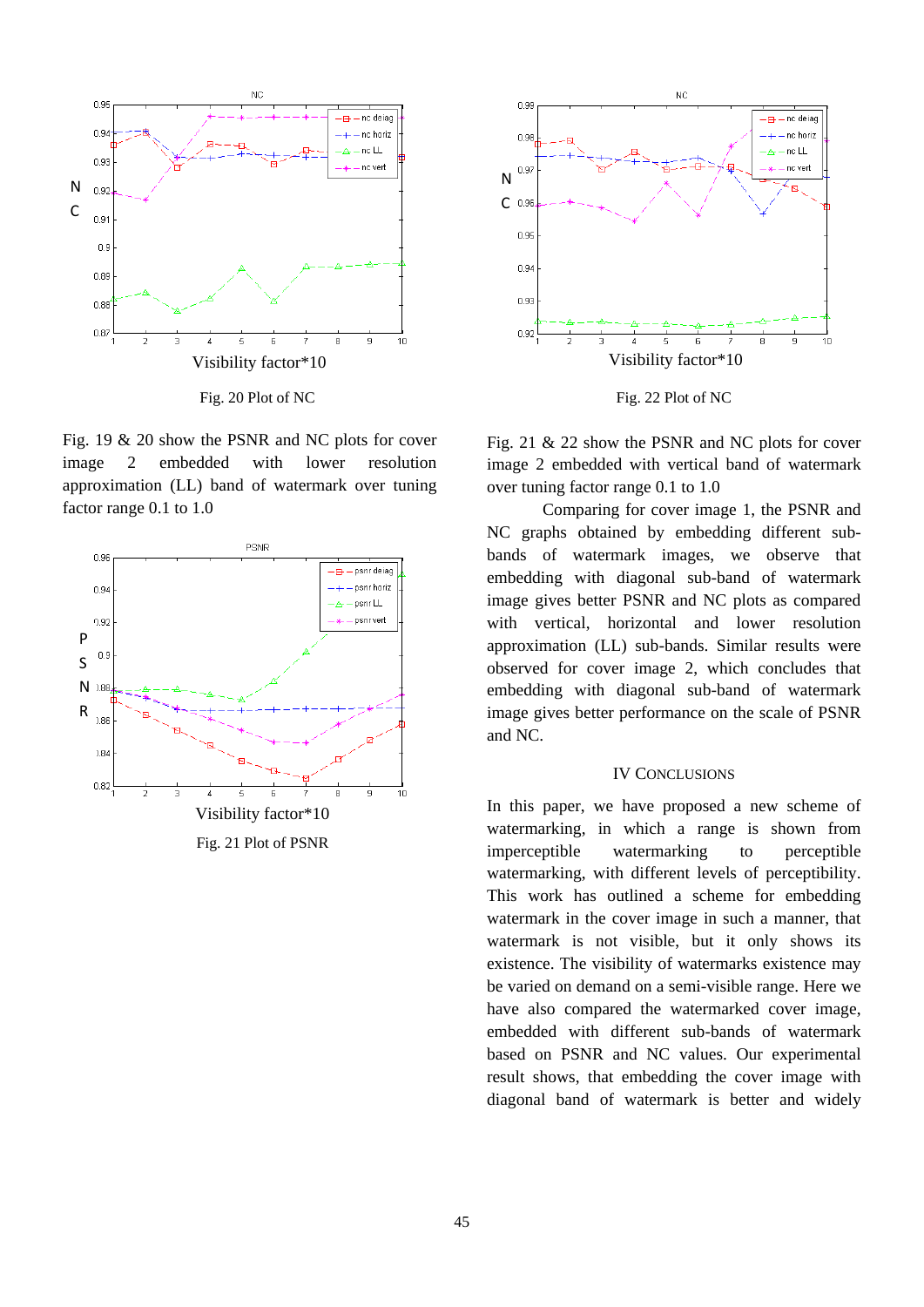Fig. 20 Plot of NC

Fig. 22 Plot of NC

Fig. 19 & 20 show the PSNR and NC plots for cover image 2 embedded with lower resolution approximation (LL) band of watermark over tuning factor range 0.1 to 1.0

Fig. 21 Plot of PSNR

Fig. 21 & 22 show the PSNR and NC plots for cover image 2 embedded with vertical band of watermark over tuning factor range 0.1 to 1.0

Comparing for cover image 1, the PSNR and NC graphs obtained by embedding different sub-bands of watermark images, we observe that embedding with diagonal sub-band of watermark image gives better PSNR and NC plots as compared with vertical, horizontal and lower resolution approximation (LL) sub-bands. Similar results were observed for cover image 2, which concludes that embedding with diagonal sub-band of watermark image gives better performance on the scale of PSNR and NC.

## IV CONCLUSIONS

In this paper, we have proposed a new scheme of watermarking, in which a range is shown from imperceptible watermarking to perceptible watermarking, with different levels of perceptibility. This work has outlined a scheme for embedding watermark in the cover image in such a manner, that watermark is not visible, but it only shows its existence. The visibility of watermarks existence may be varied on demand on a semi-visible range. Here we have also compared the watermarked cover image, embedded with different sub-bands of watermark based on PSNR and NC values. Our experimental result shows, that embedding the cover image with diagonal band of watermark is better and widely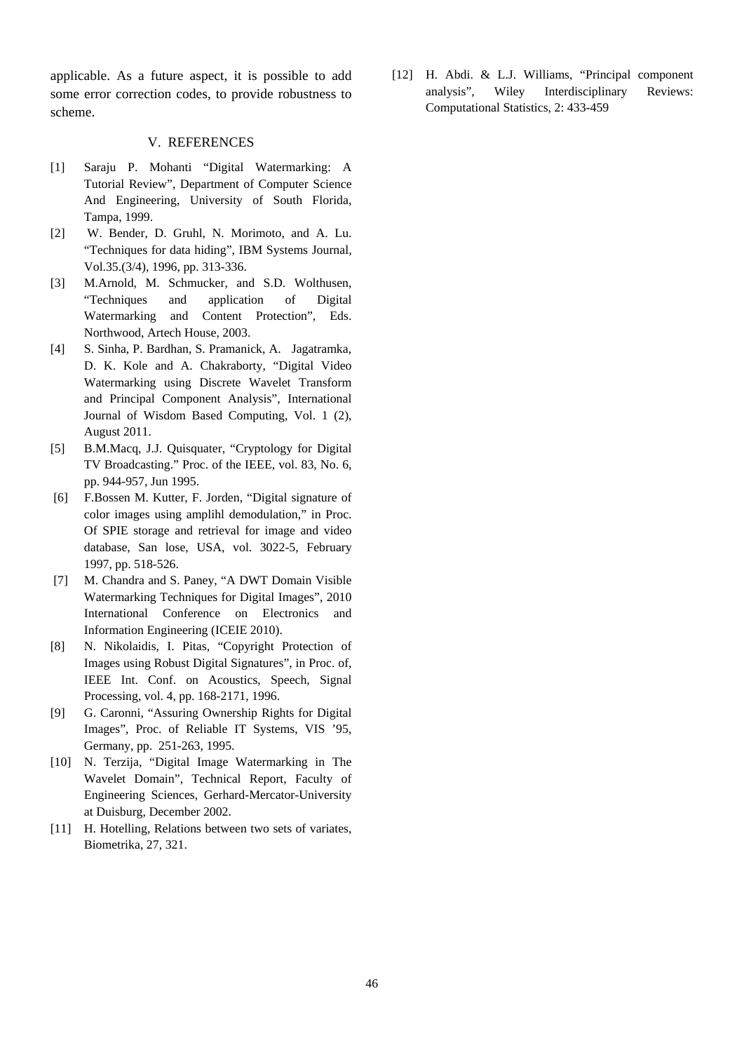applicable. As a future aspect, it is possible to add some error correction codes, to provide robustness to scheme.

## V. REFERENCES

[1] Saraju P. Mohanti "Digital Watermarking: A Tutorial Review", Department of Computer Science And Engineering, University of South Florida, Tampa, 1999.

[2] W. Bender, D. Gruhl, N. Morimoto, and A. Lu. "Techniques for data hiding", IBM Systems Journal, Vol.35.(3/4), 1996, pp. 313-336.

[3] M.Arnold, M. Schmucker, and S.D. Wolthusen, "Techniques and application of Digital Watermarking and Content Protection", Eds. Northwood, Artech House, 2003.

[4] S. Sinha, P. Bardhan, S. Pramanick, A. Jagatramka, D. K. Kole and A. Chakraborty, "Digital Video Watermarking using Discrete Wavelet Transform and Principal Component Analysis", International Journal of Wisdom Based Computing, Vol. 1 (2), August 2011.

[5] B.M.Macq, J.J. Quisquater, "Cryptology for Digital TV Broadcasting." Proc. of the IEEE, vol. 83, No. 6, pp. 944-957, Jun 1995.

[6] F.Bossen M. Kutter, F. Jorden, "Digital signature of color images using amplihl demodulation," in Proc. Of SPIE storage and retrieval for image and video database, San lose, USA, vol. 3022-5, February 1997, pp. 518-526.

[7] M. Chandra and S. Paney, "A DWT Domain Visible Watermarking Techniques for Digital Images", 2010 International Conference on Electronics and Information Engineering (ICEIE 2010).

[8] N. Nikolaidis, I. Pitas, "Copyright Protection of Images using Robust Digital Signatures", in Proc. of, IEEE Int. Conf. on Acoustics, Speech, Signal Processing, vol. 4, pp. 168-2171, 1996.

[9] G. Caronni, "Assuring Ownership Rights for Digital Images", Proc. of Reliable IT Systems, VIS '95, Germany, pp. 251-263, 1995.

[10] N. Terzija, "Digital Image Watermarking in The Wavelet Domain", Technical Report, Faculty of Engineering Sciences, Gerhard-Mercator-University at Duisburg, December 2002.

[11] H. Hotelling, Relations between two sets of variates, Biometrika, 27, 321.

[12] H. Abdi. & L.J. Williams, "Principal component analysis", Wiley Interdisciplinary Reviews: Computational Statistics, 2: 433-459